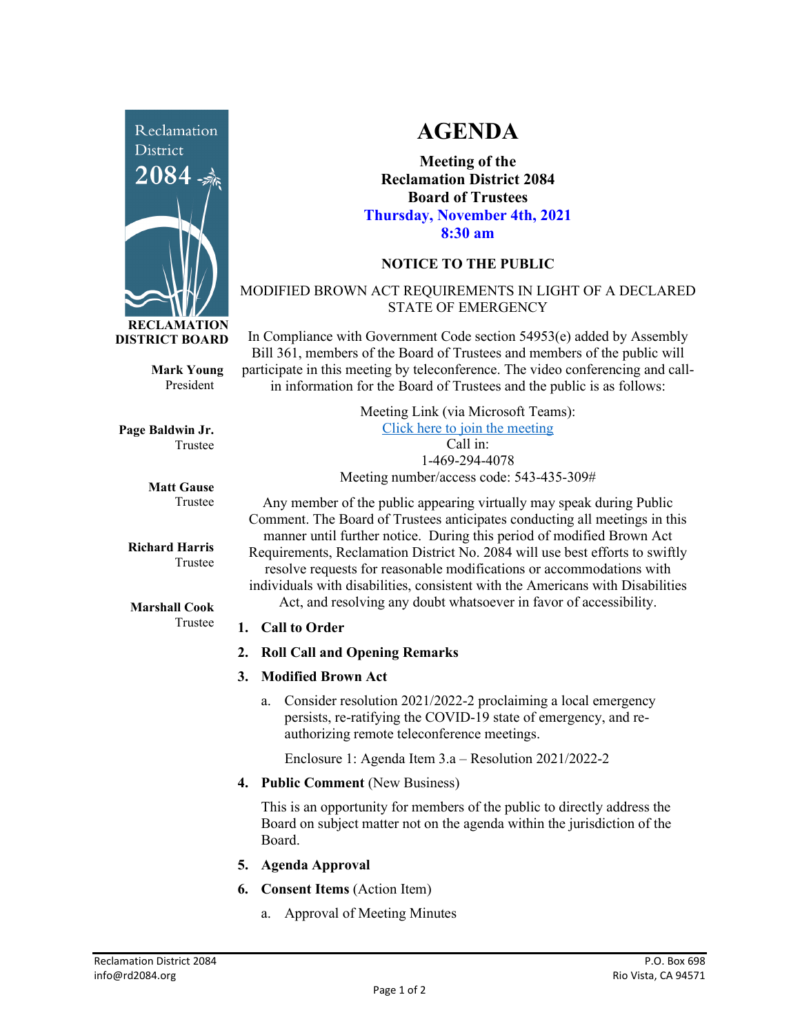Reclamation District 2084

**RECLAMATION DISTRICT BOARD**

**Mark Young**
President

**Page Baldwin Jr.**
Trustee

**Matt Gause**
Trustee

**Richard Harris**
Trustee

**Marshall Cook**
Trustee

# AGENDA

**Meeting of the**
**Reclamation District 2084**
**Board of Trustees**
**Thursday, November 4th, 2021**
**8:30 am**

**NOTICE TO THE PUBLIC**

MODIFIED BROWN ACT REQUIREMENTS IN LIGHT OF A DECLARED STATE OF EMERGENCY

In Compliance with Government Code section 54953(e) added by Assembly Bill 361, members of the Board of Trustees and members of the public will participate in this meeting by teleconference. The video conferencing and call-in information for the Board of Trustees and the public is as follows:

Meeting Link (via Microsoft Teams):
Click here to join the meeting
Call in:
1-469-294-4078
Meeting number/access code: 543-435-309#

Any member of the public appearing virtually may speak during Public Comment. The Board of Trustees anticipates conducting all meetings in this manner until further notice. During this period of modified Brown Act Requirements, Reclamation District No. 2084 will use best efforts to swiftly resolve requests for reasonable modifications or accommodations with individuals with disabilities, consistent with the Americans with Disabilities Act, and resolving any doubt whatsoever in favor of accessibility.

1. **Call to Order**
2. **Roll Call and Opening Remarks**
3. **Modified Brown Act**
   a. Consider resolution 2021/2022-2 proclaiming a local emergency persists, re-ratifying the COVID-19 state of emergency, and re-authorizing remote teleconference meetings.

      Enclosure 1: Agenda Item 3.a – Resolution 2021/2022-2
4. **Public Comment** (New Business)

   This is an opportunity for members of the public to directly address the Board on subject matter not on the agenda within the jurisdiction of the Board.
5. **Agenda Approval**
6. **Consent Items** (Action Item)
   a. Approval of Meeting Minutes

Reclamation District 2084
info@rd2084.org

P.O. Box 698
Rio Vista, CA 94571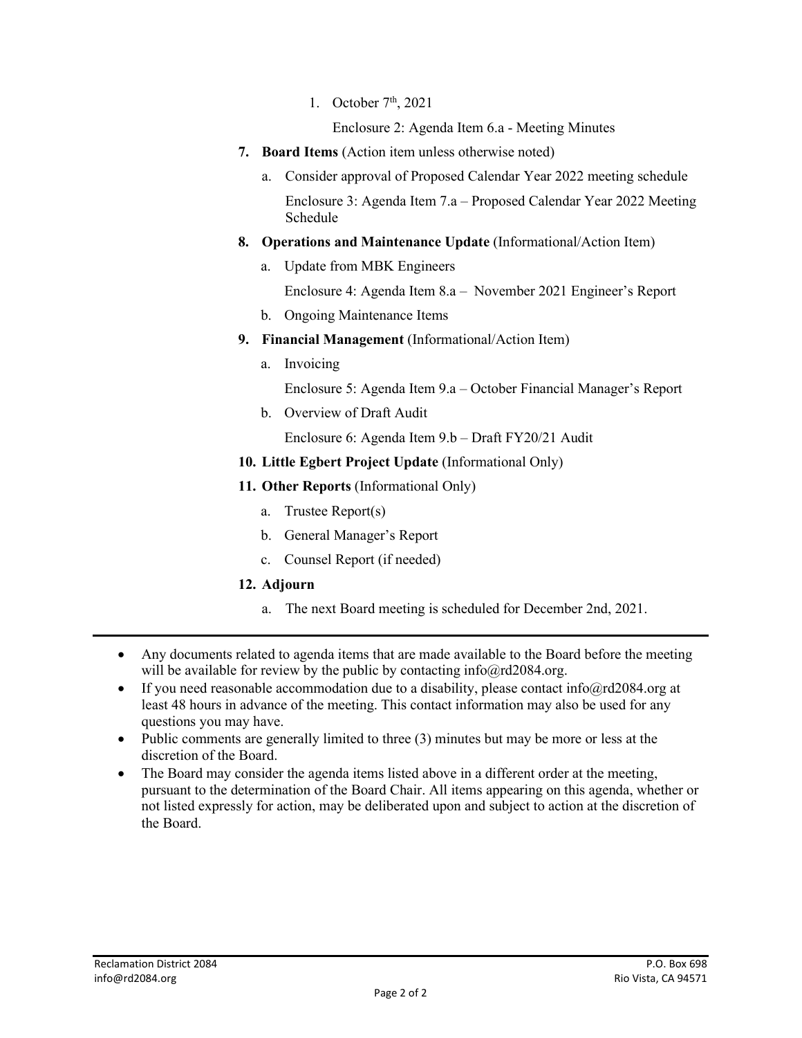1. October 7th, 2021

   Enclosure 2: Agenda Item 6.a - Meeting Minutes

**7. Board Items** (Action item unless otherwise noted)

   a. Consider approval of Proposed Calendar Year 2022 meeting schedule

      Enclosure 3: Agenda Item 7.a – Proposed Calendar Year 2022 Meeting Schedule

**8. Operations and Maintenance Update** (Informational/Action Item)

   a. Update from MBK Engineers

      Enclosure 4: Agenda Item 8.a – November 2021 Engineer's Report

   b. Ongoing Maintenance Items

**9. Financial Management** (Informational/Action Item)

   a. Invoicing

      Enclosure 5: Agenda Item 9.a – October Financial Manager's Report

   b. Overview of Draft Audit

      Enclosure 6: Agenda Item 9.b – Draft FY20/21 Audit

**10. Little Egbert Project Update** (Informational Only)

**11. Other Reports** (Informational Only)

   a. Trustee Report(s)

   b. General Manager's Report

   c. Counsel Report (if needed)

**12. Adjourn**

   a. The next Board meeting is scheduled for December 2nd, 2021.

---

- Any documents related to agenda items that are made available to the Board before the meeting will be available for review by the public by contacting info@rd2084.org.
- If you need reasonable accommodation due to a disability, please contact info@rd2084.org at least 48 hours in advance of the meeting. This contact information may also be used for any questions you may have.
- Public comments are generally limited to three (3) minutes but may be more or less at the discretion of the Board.
- The Board may consider the agenda items listed above in a different order at the meeting, pursuant to the determination of the Board Chair. All items appearing on this agenda, whether or not listed expressly for action, may be deliberated upon and subject to action at the discretion of the Board.